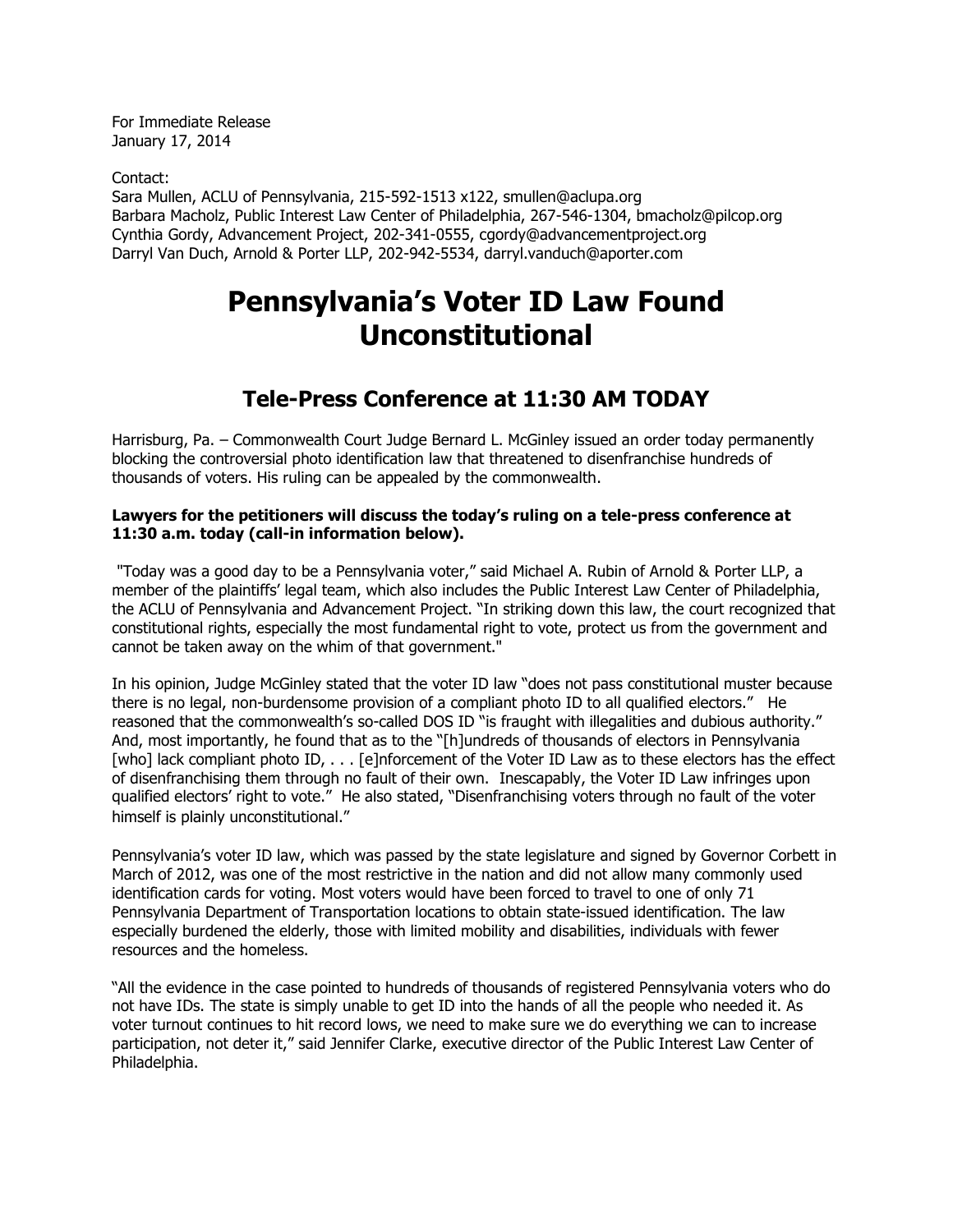For Immediate Release
January 17, 2014

Contact:
Sara Mullen, ACLU of Pennsylvania, 215-592-1513 x122, smullen@aclupa.org
Barbara Macholz, Public Interest Law Center of Philadelphia, 267-546-1304, bmacholz@pilcop.org
Cynthia Gordy, Advancement Project, 202-341-0555, cgordy@advancementproject.org
Darryl Van Duch, Arnold & Porter LLP, 202-942-5534, darryl.vanduch@aporter.com

# Pennsylvania's Voter ID Law Found Unconstitutional

## Tele-Press Conference at 11:30 AM TODAY

Harrisburg, Pa. – Commonwealth Court Judge Bernard L. McGinley issued an order today permanently blocking the controversial photo identification law that threatened to disenfranchise hundreds of thousands of voters. His ruling can be appealed by the commonwealth.

**Lawyers for the petitioners will discuss the today's ruling on a tele-press conference at 11:30 a.m. today (call-in information below).**

"Today was a good day to be a Pennsylvania voter," said Michael A. Rubin of Arnold & Porter LLP, a member of the plaintiffs' legal team, which also includes the Public Interest Law Center of Philadelphia, the ACLU of Pennsylvania and Advancement Project. "In striking down this law, the court recognized that constitutional rights, especially the most fundamental right to vote, protect us from the government and cannot be taken away on the whim of that government."

In his opinion, Judge McGinley stated that the voter ID law "does not pass constitutional muster because there is no legal, non-burdensome provision of a compliant photo ID to all qualified electors." He reasoned that the commonwealth's so-called DOS ID "is fraught with illegalities and dubious authority." And, most importantly, he found that as to the "[h]undreds of thousands of electors in Pennsylvania [who] lack compliant photo ID, . . . [e]nforcement of the Voter ID Law as to these electors has the effect of disenfranchising them through no fault of their own. Inescapably, the Voter ID Law infringes upon qualified electors' right to vote." He also stated, "Disenfranchising voters through no fault of the voter himself is plainly unconstitutional."

Pennsylvania's voter ID law, which was passed by the state legislature and signed by Governor Corbett in March of 2012, was one of the most restrictive in the nation and did not allow many commonly used identification cards for voting. Most voters would have been forced to travel to one of only 71 Pennsylvania Department of Transportation locations to obtain state-issued identification. The law especially burdened the elderly, those with limited mobility and disabilities, individuals with fewer resources and the homeless.

"All the evidence in the case pointed to hundreds of thousands of registered Pennsylvania voters who do not have IDs. The state is simply unable to get ID into the hands of all the people who needed it. As voter turnout continues to hit record lows, we need to make sure we do everything we can to increase participation, not deter it," said Jennifer Clarke, executive director of the Public Interest Law Center of Philadelphia.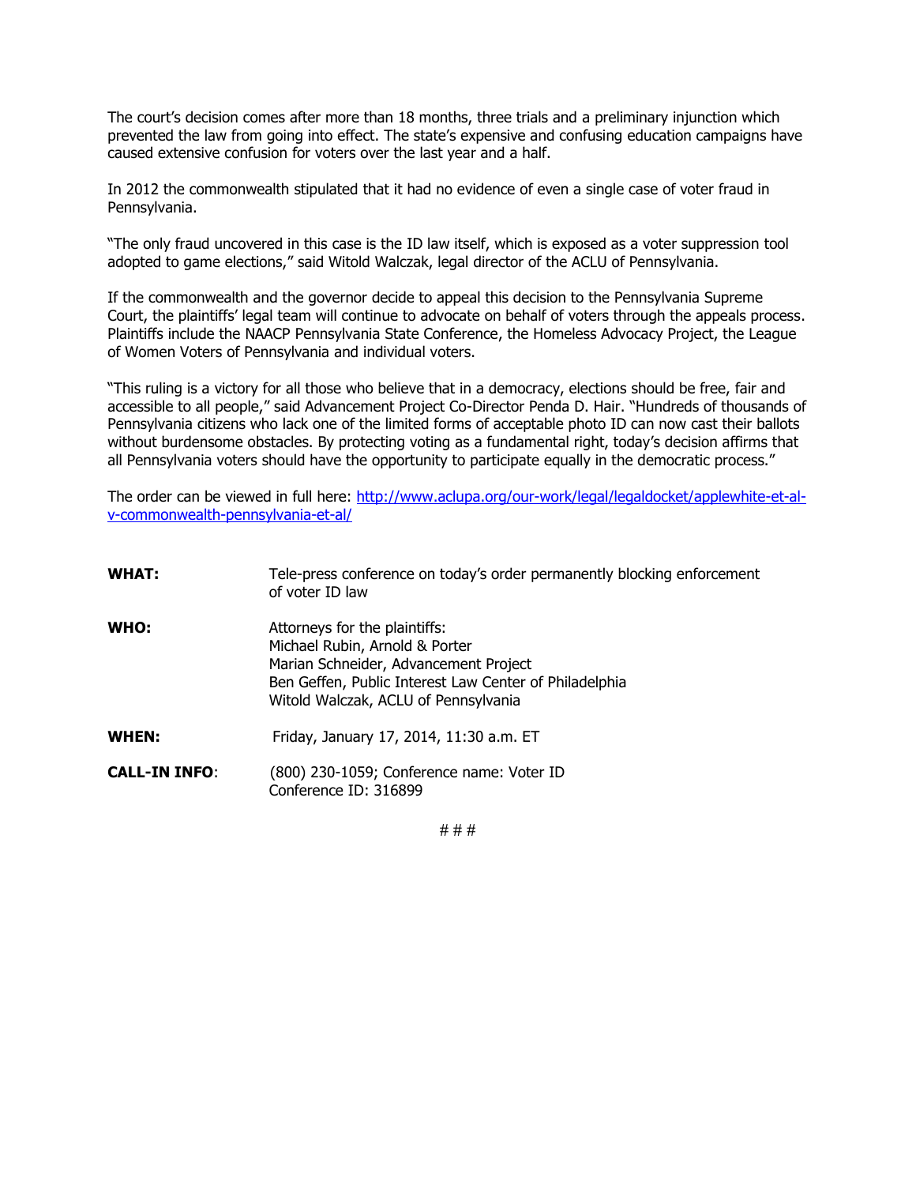The court's decision comes after more than 18 months, three trials and a preliminary injunction which prevented the law from going into effect. The state's expensive and confusing education campaigns have caused extensive confusion for voters over the last year and a half.

In 2012 the commonwealth stipulated that it had no evidence of even a single case of voter fraud in Pennsylvania.

"The only fraud uncovered in this case is the ID law itself, which is exposed as a voter suppression tool adopted to game elections," said Witold Walczak, legal director of the ACLU of Pennsylvania.

If the commonwealth and the governor decide to appeal this decision to the Pennsylvania Supreme Court, the plaintiffs' legal team will continue to advocate on behalf of voters through the appeals process. Plaintiffs include the NAACP Pennsylvania State Conference, the Homeless Advocacy Project, the League of Women Voters of Pennsylvania and individual voters.

"This ruling is a victory for all those who believe that in a democracy, elections should be free, fair and accessible to all people," said Advancement Project Co-Director Penda D. Hair. "Hundreds of thousands of Pennsylvania citizens who lack one of the limited forms of acceptable photo ID can now cast their ballots without burdensome obstacles. By protecting voting as a fundamental right, today's decision affirms that all Pennsylvania voters should have the opportunity to participate equally in the democratic process."

The order can be viewed in full here: [http://www.aclupa.org/our-work/legal/legaldocket/applewhite-et-al-v-commonwealth-pennsylvania-et-al/](http://www.aclupa.org/our-work/legal/legaldocket/applewhite-et-al-v-commonwealth-pennsylvania-et-al/)

**WHAT:** Tele-press conference on today's order permanently blocking enforcement of voter ID law

**WHO:** Attorneys for the plaintiffs:
Michael Rubin, Arnold & Porter
Marian Schneider, Advancement Project
Ben Geffen, Public Interest Law Center of Philadelphia
Witold Walczak, ACLU of Pennsylvania

**WHEN:** Friday, January 17, 2014, 11:30 a.m. ET

**CALL-IN INFO**: (800) 230-1059; Conference name: Voter ID
Conference ID: 316899

# # #